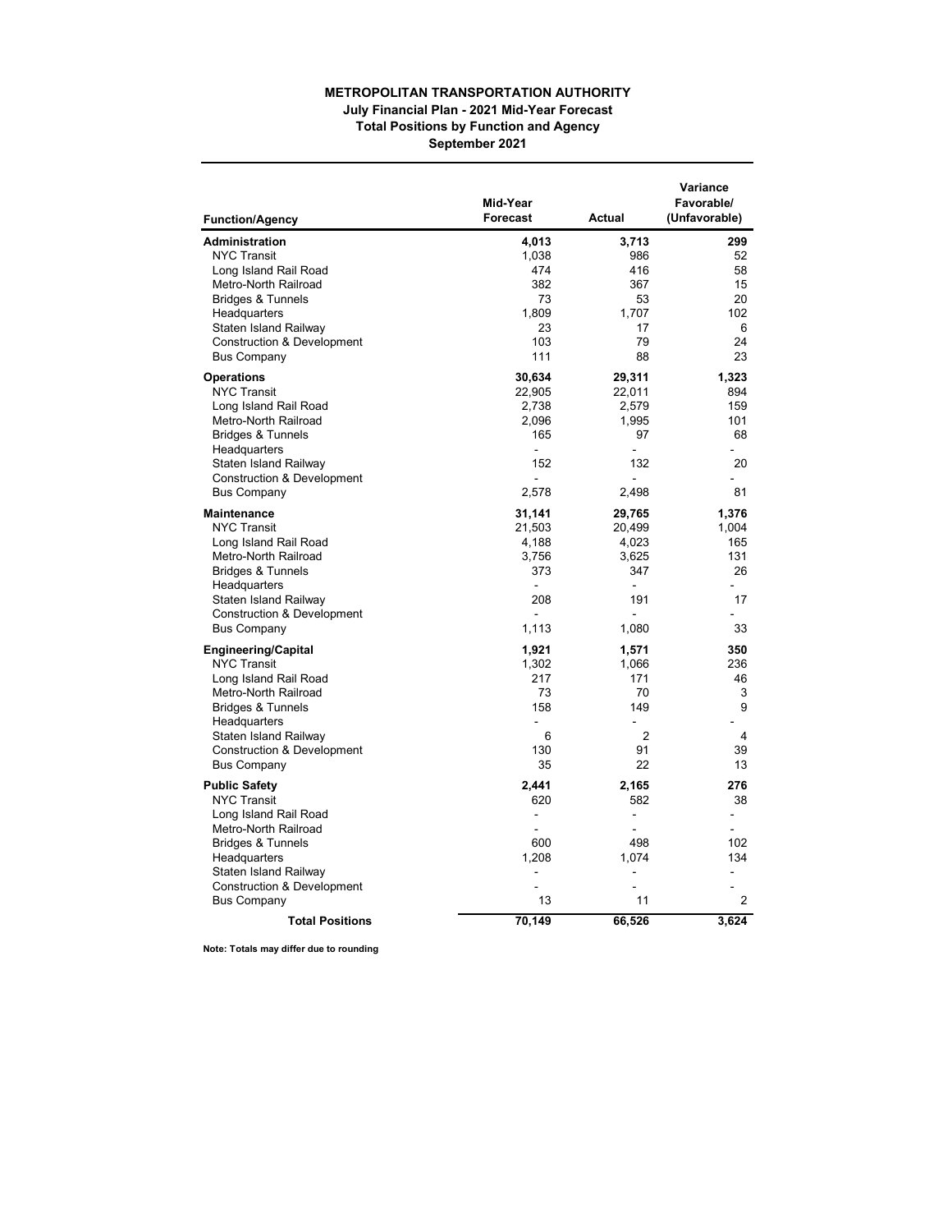# METROPOLITAN TRANSPORTATION AUTHORITY
## July Financial Plan - 2021 Mid-Year Forecast
## Total Positions by Function and Agency
## September 2021

| Function/Agency | Mid-Year Forecast | Actual | Variance Favorable/ (Unfavorable) |
|---|---|---|---|
| **Administration** | **4,013** | **3,713** | **299** |
| NYC Transit | 1,038 | 986 | 52 |
| Long Island Rail Road | 474 | 416 | 58 |
| Metro-North Railroad | 382 | 367 | 15 |
| Bridges & Tunnels | 73 | 53 | 20 |
| Headquarters | 1,809 | 1,707 | 102 |
| Staten Island Railway | 23 | 17 | 6 |
| Construction & Development | 103 | 79 | 24 |
| Bus Company | 111 | 88 | 23 |
| **Operations** | **30,634** | **29,311** | **1,323** |
| NYC Transit | 22,905 | 22,011 | 894 |
| Long Island Rail Road | 2,738 | 2,579 | 159 |
| Metro-North Railroad | 2,096 | 1,995 | 101 |
| Bridges & Tunnels | 165 | 97 | 68 |
| Headquarters | - | - | - |
| Staten Island Railway | 152 | 132 | 20 |
| Construction & Development | - | - | - |
| Bus Company | 2,578 | 2,498 | 81 |
| **Maintenance** | **31,141** | **29,765** | **1,376** |
| NYC Transit | 21,503 | 20,499 | 1,004 |
| Long Island Rail Road | 4,188 | 4,023 | 165 |
| Metro-North Railroad | 3,756 | 3,625 | 131 |
| Bridges & Tunnels | 373 | 347 | 26 |
| Headquarters | - | - | - |
| Staten Island Railway | 208 | 191 | 17 |
| Construction & Development | - | - | - |
| Bus Company | 1,113 | 1,080 | 33 |
| **Engineering/Capital** | **1,921** | **1,571** | **350** |
| NYC Transit | 1,302 | 1,066 | 236 |
| Long Island Rail Road | 217 | 171 | 46 |
| Metro-North Railroad | 73 | 70 | 3 |
| Bridges & Tunnels | 158 | 149 | 9 |
| Headquarters | - | - | - |
| Staten Island Railway | 6 | 2 | 4 |
| Construction & Development | 130 | 91 | 39 |
| Bus Company | 35 | 22 | 13 |
| **Public Safety** | **2,441** | **2,165** | **276** |
| NYC Transit | 620 | 582 | 38 |
| Long Island Rail Road | - | - | - |
| Metro-North Railroad | - | - | - |
| Bridges & Tunnels | 600 | 498 | 102 |
| Headquarters | 1,208 | 1,074 | 134 |
| Staten Island Railway | - | - | - |
| Construction & Development | - | - | - |
| Bus Company | 13 | 11 | 2 |
| **Total Positions** | **70,149** | **66,526** | **3,624** |

**Note: Totals may differ due to rounding**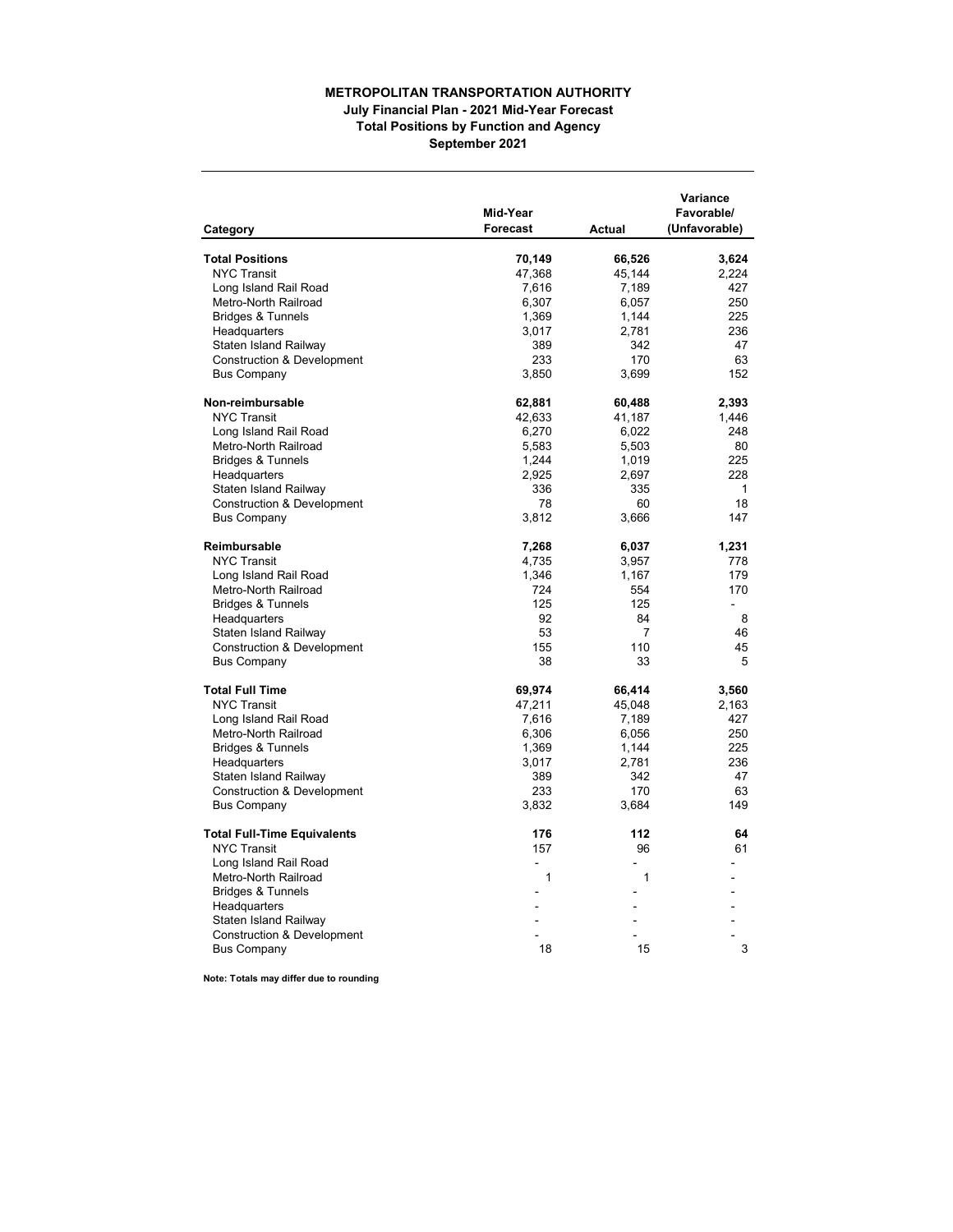# METROPOLITAN TRANSPORTATION AUTHORITY

## July Financial Plan - 2021 Mid-Year Forecast

## Total Positions by Function and Agency

## September 2021

| Category | Mid-Year Forecast | Actual | Variance Favorable/ (Unfavorable) |
|---|---|---|---|
| **Total Positions** | **70,149** | **66,526** | **3,624** |
| NYC Transit | 47,368 | 45,144 | 2,224 |
| Long Island Rail Road | 7,616 | 7,189 | 427 |
| Metro-North Railroad | 6,307 | 6,057 | 250 |
| Bridges & Tunnels | 1,369 | 1,144 | 225 |
| Headquarters | 3,017 | 2,781 | 236 |
| Staten Island Railway | 389 | 342 | 47 |
| Construction & Development | 233 | 170 | 63 |
| Bus Company | 3,850 | 3,699 | 152 |
| **Non-reimbursable** | **62,881** | **60,488** | **2,393** |
| NYC Transit | 42,633 | 41,187 | 1,446 |
| Long Island Rail Road | 6,270 | 6,022 | 248 |
| Metro-North Railroad | 5,583 | 5,503 | 80 |
| Bridges & Tunnels | 1,244 | 1,019 | 225 |
| Headquarters | 2,925 | 2,697 | 228 |
| Staten Island Railway | 336 | 335 | 1 |
| Construction & Development | 78 | 60 | 18 |
| Bus Company | 3,812 | 3,666 | 147 |
| **Reimbursable** | **7,268** | **6,037** | **1,231** |
| NYC Transit | 4,735 | 3,957 | 778 |
| Long Island Rail Road | 1,346 | 1,167 | 179 |
| Metro-North Railroad | 724 | 554 | 170 |
| Bridges & Tunnels | 125 | 125 | - |
| Headquarters | 92 | 84 | 8 |
| Staten Island Railway | 53 | 7 | 46 |
| Construction & Development | 155 | 110 | 45 |
| Bus Company | 38 | 33 | 5 |
| **Total Full Time** | **69,974** | **66,414** | **3,560** |
| NYC Transit | 47,211 | 45,048 | 2,163 |
| Long Island Rail Road | 7,616 | 7,189 | 427 |
| Metro-North Railroad | 6,306 | 6,056 | 250 |
| Bridges & Tunnels | 1,369 | 1,144 | 225 |
| Headquarters | 3,017 | 2,781 | 236 |
| Staten Island Railway | 389 | 342 | 47 |
| Construction & Development | 233 | 170 | 63 |
| Bus Company | 3,832 | 3,684 | 149 |
| **Total Full-Time Equivalents** | **176** | **112** | **64** |
| NYC Transit | 157 | 96 | 61 |
| Long Island Rail Road | - | - | - |
| Metro-North Railroad | 1 | 1 | - |
| Bridges & Tunnels | - | - | - |
| Headquarters | - | - | - |
| Staten Island Railway | - | - | - |
| Construction & Development | - | - | - |
| Bus Company | 18 | 15 | 3 |

**Note: Totals may differ due to rounding**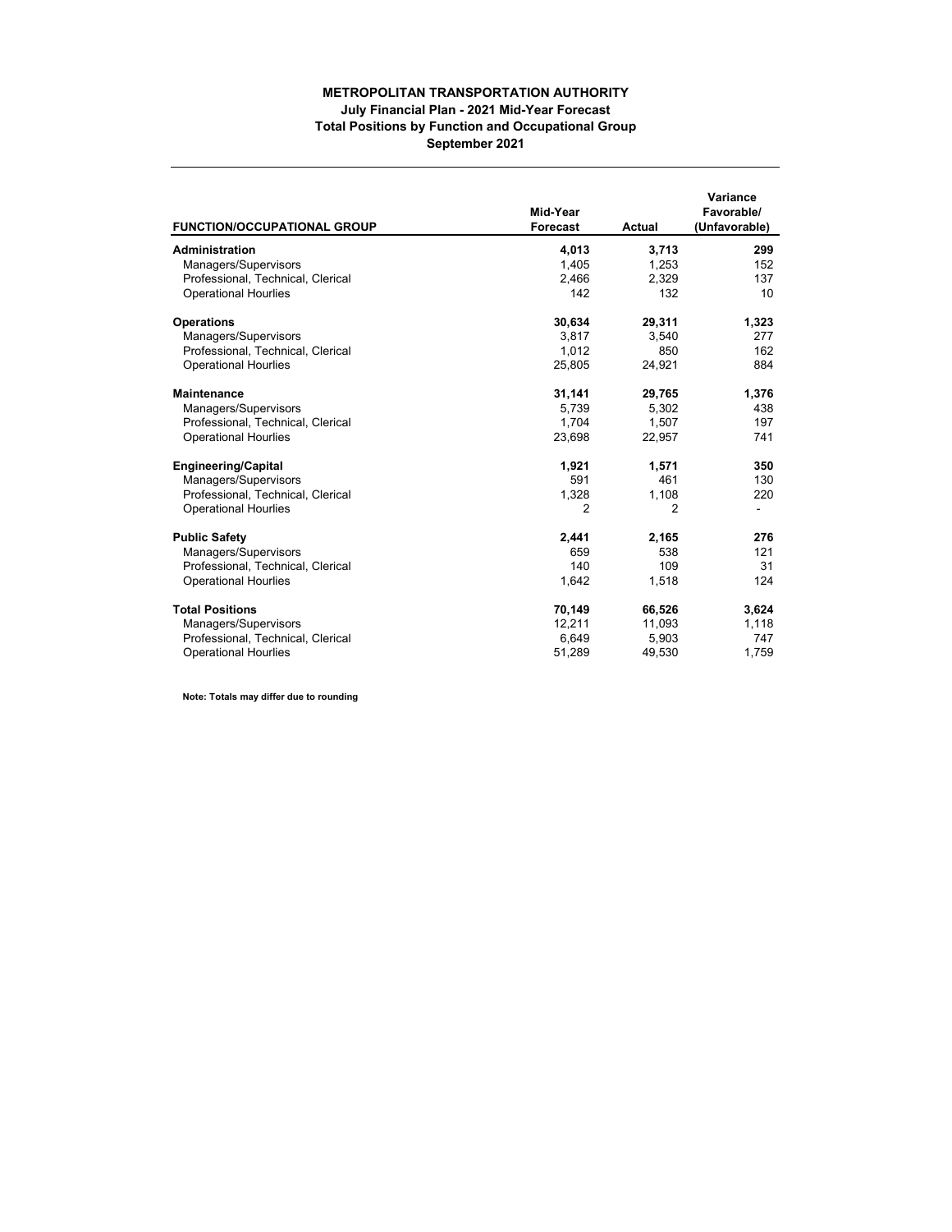**METROPOLITAN TRANSPORTATION AUTHORITY**
**July Financial Plan - 2021 Mid-Year Forecast**
**Total Positions by Function and Occupational Group**
**September 2021**

| FUNCTION/OCCUPATIONAL GROUP | Mid-Year Forecast | Actual | Variance Favorable/ (Unfavorable) |
|---|---|---|---|
| **Administration** | **4,013** | **3,713** | **299** |
| Managers/Supervisors | 1,405 | 1,253 | 152 |
| Professional, Technical, Clerical | 2,466 | 2,329 | 137 |
| Operational Hourlies | 142 | 132 | 10 |
| **Operations** | **30,634** | **29,311** | **1,323** |
| Managers/Supervisors | 3,817 | 3,540 | 277 |
| Professional, Technical, Clerical | 1,012 | 850 | 162 |
| Operational Hourlies | 25,805 | 24,921 | 884 |
| **Maintenance** | **31,141** | **29,765** | **1,376** |
| Managers/Supervisors | 5,739 | 5,302 | 438 |
| Professional, Technical, Clerical | 1,704 | 1,507 | 197 |
| Operational Hourlies | 23,698 | 22,957 | 741 |
| **Engineering/Capital** | **1,921** | **1,571** | **350** |
| Managers/Supervisors | 591 | 461 | 130 |
| Professional, Technical, Clerical | 1,328 | 1,108 | 220 |
| Operational Hourlies | 2 | 2 | - |
| **Public Safety** | **2,441** | **2,165** | **276** |
| Managers/Supervisors | 659 | 538 | 121 |
| Professional, Technical, Clerical | 140 | 109 | 31 |
| Operational Hourlies | 1,642 | 1,518 | 124 |
| **Total Positions** | **70,149** | **66,526** | **3,624** |
| Managers/Supervisors | 12,211 | 11,093 | 1,118 |
| Professional, Technical, Clerical | 6,649 | 5,903 | 747 |
| Operational Hourlies | 51,289 | 49,530 | 1,759 |

**Note: Totals may differ due to rounding**